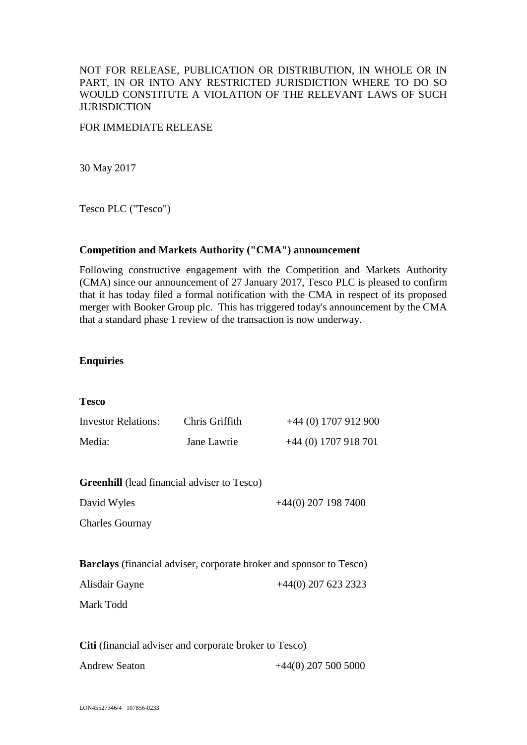NOT FOR RELEASE, PUBLICATION OR DISTRIBUTION, IN WHOLE OR IN PART, IN OR INTO ANY RESTRICTED JURISDICTION WHERE TO DO SO WOULD CONSTITUTE A VIOLATION OF THE RELEVANT LAWS OF SUCH JURISDICTION

FOR IMMEDIATE RELEASE

30 May 2017

Tesco PLC ("Tesco")

**Competition and Markets Authority ("CMA") announcement**

Following constructive engagement with the Competition and Markets Authority (CMA) since our announcement of 27 January 2017, Tesco PLC is pleased to confirm that it has today filed a formal notification with the CMA in respect of its proposed merger with Booker Group plc. This has triggered today's announcement by the CMA that a standard phase 1 review of the transaction is now underway.

**Enquiries**

**Tesco**

| | | |
|---|---|---|
| Investor Relations: | Chris Griffith | +44 (0) 1707 912 900 |
| Media: | Jane Lawrie | +44 (0) 1707 918 701 |

**Greenhill** (lead financial adviser to Tesco)

David Wyles +44(0) 207 198 7400

Charles Gournay

**Barclays** (financial adviser, corporate broker and sponsor to Tesco)

Alisdair Gayne +44(0) 207 623 2323

Mark Todd

**Citi** (financial adviser and corporate broker to Tesco)

Andrew Seaton +44(0) 207 500 5000

LON45527346/4 107856-0233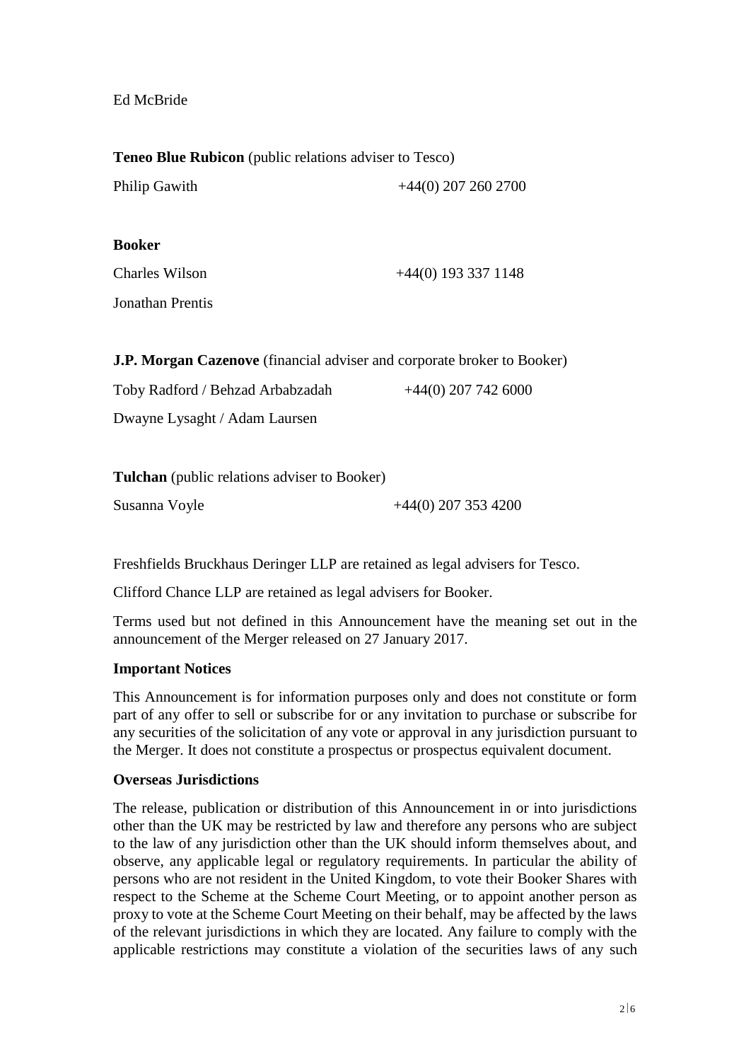Ed McBride

**Teneo Blue Rubicon** (public relations adviser to Tesco)

Philip Gawith +44(0) 207 260 2700

**Booker**

Charles Wilson +44(0) 193 337 1148

Jonathan Prentis

**J.P. Morgan Cazenove** (financial adviser and corporate broker to Booker)

Toby Radford / Behzad Arbabzadah +44(0) 207 742 6000

Dwayne Lysaght / Adam Laursen

**Tulchan** (public relations adviser to Booker)

Susanna Voyle +44(0) 207 353 4200

Freshfields Bruckhaus Deringer LLP are retained as legal advisers for Tesco.

Clifford Chance LLP are retained as legal advisers for Booker.

Terms used but not defined in this Announcement have the meaning set out in the announcement of the Merger released on 27 January 2017.

**Important Notices**

This Announcement is for information purposes only and does not constitute or form part of any offer to sell or subscribe for or any invitation to purchase or subscribe for any securities of the solicitation of any vote or approval in any jurisdiction pursuant to the Merger. It does not constitute a prospectus or prospectus equivalent document.

**Overseas Jurisdictions**

The release, publication or distribution of this Announcement in or into jurisdictions other than the UK may be restricted by law and therefore any persons who are subject to the law of any jurisdiction other than the UK should inform themselves about, and observe, any applicable legal or regulatory requirements. In particular the ability of persons who are not resident in the United Kingdom, to vote their Booker Shares with respect to the Scheme at the Scheme Court Meeting, or to appoint another person as proxy to vote at the Scheme Court Meeting on their behalf, may be affected by the laws of the relevant jurisdictions in which they are located. Any failure to comply with the applicable restrictions may constitute a violation of the securities laws of any such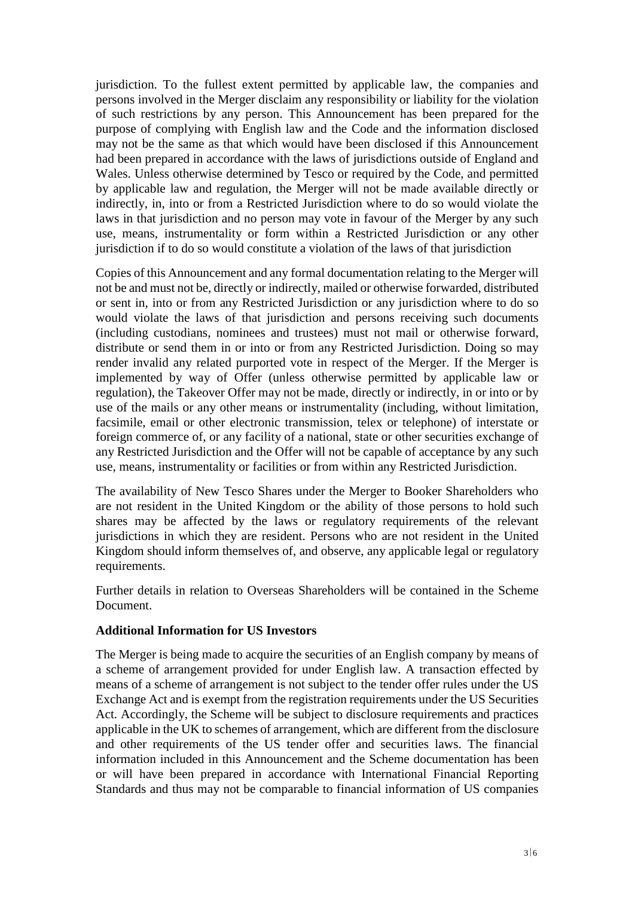jurisdiction. To the fullest extent permitted by applicable law, the companies and persons involved in the Merger disclaim any responsibility or liability for the violation of such restrictions by any person. This Announcement has been prepared for the purpose of complying with English law and the Code and the information disclosed may not be the same as that which would have been disclosed if this Announcement had been prepared in accordance with the laws of jurisdictions outside of England and Wales. Unless otherwise determined by Tesco or required by the Code, and permitted by applicable law and regulation, the Merger will not be made available directly or indirectly, in, into or from a Restricted Jurisdiction where to do so would violate the laws in that jurisdiction and no person may vote in favour of the Merger by any such use, means, instrumentality or form within a Restricted Jurisdiction or any other jurisdiction if to do so would constitute a violation of the laws of that jurisdiction

Copies of this Announcement and any formal documentation relating to the Merger will not be and must not be, directly or indirectly, mailed or otherwise forwarded, distributed or sent in, into or from any Restricted Jurisdiction or any jurisdiction where to do so would violate the laws of that jurisdiction and persons receiving such documents (including custodians, nominees and trustees) must not mail or otherwise forward, distribute or send them in or into or from any Restricted Jurisdiction. Doing so may render invalid any related purported vote in respect of the Merger. If the Merger is implemented by way of Offer (unless otherwise permitted by applicable law or regulation), the Takeover Offer may not be made, directly or indirectly, in or into or by use of the mails or any other means or instrumentality (including, without limitation, facsimile, email or other electronic transmission, telex or telephone) of interstate or foreign commerce of, or any facility of a national, state or other securities exchange of any Restricted Jurisdiction and the Offer will not be capable of acceptance by any such use, means, instrumentality or facilities or from within any Restricted Jurisdiction.

The availability of New Tesco Shares under the Merger to Booker Shareholders who are not resident in the United Kingdom or the ability of those persons to hold such shares may be affected by the laws or regulatory requirements of the relevant jurisdictions in which they are resident. Persons who are not resident in the United Kingdom should inform themselves of, and observe, any applicable legal or regulatory requirements.

Further details in relation to Overseas Shareholders will be contained in the Scheme Document.

**Additional Information for US Investors**

The Merger is being made to acquire the securities of an English company by means of a scheme of arrangement provided for under English law. A transaction effected by means of a scheme of arrangement is not subject to the tender offer rules under the US Exchange Act and is exempt from the registration requirements under the US Securities Act. Accordingly, the Scheme will be subject to disclosure requirements and practices applicable in the UK to schemes of arrangement, which are different from the disclosure and other requirements of the US tender offer and securities laws. The financial information included in this Announcement and the Scheme documentation has been or will have been prepared in accordance with International Financial Reporting Standards and thus may not be comparable to financial information of US companies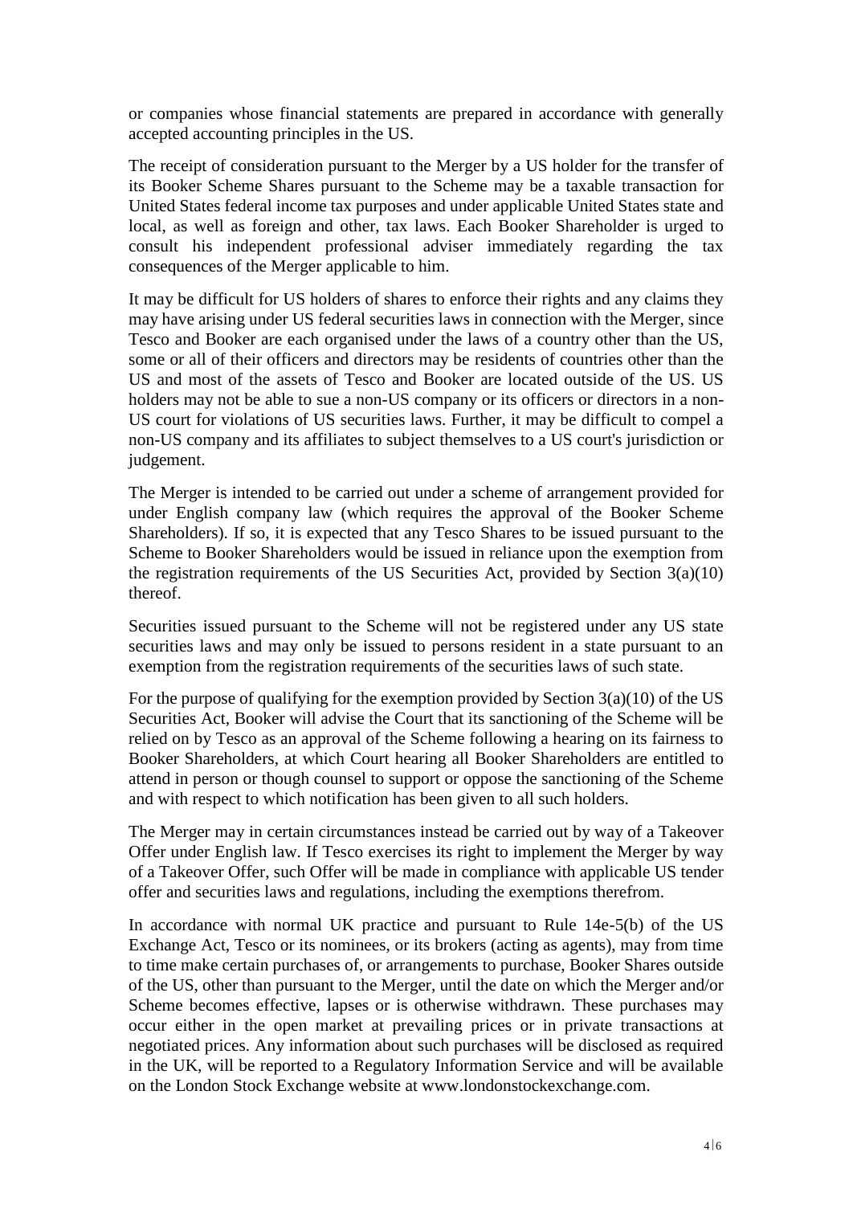or companies whose financial statements are prepared in accordance with generally accepted accounting principles in the US.

The receipt of consideration pursuant to the Merger by a US holder for the transfer of its Booker Scheme Shares pursuant to the Scheme may be a taxable transaction for United States federal income tax purposes and under applicable United States state and local, as well as foreign and other, tax laws. Each Booker Shareholder is urged to consult his independent professional adviser immediately regarding the tax consequences of the Merger applicable to him.

It may be difficult for US holders of shares to enforce their rights and any claims they may have arising under US federal securities laws in connection with the Merger, since Tesco and Booker are each organised under the laws of a country other than the US, some or all of their officers and directors may be residents of countries other than the US and most of the assets of Tesco and Booker are located outside of the US. US holders may not be able to sue a non-US company or its officers or directors in a non-US court for violations of US securities laws. Further, it may be difficult to compel a non-US company and its affiliates to subject themselves to a US court's jurisdiction or judgement.

The Merger is intended to be carried out under a scheme of arrangement provided for under English company law (which requires the approval of the Booker Scheme Shareholders). If so, it is expected that any Tesco Shares to be issued pursuant to the Scheme to Booker Shareholders would be issued in reliance upon the exemption from the registration requirements of the US Securities Act, provided by Section 3(a)(10) thereof.

Securities issued pursuant to the Scheme will not be registered under any US state securities laws and may only be issued to persons resident in a state pursuant to an exemption from the registration requirements of the securities laws of such state.

For the purpose of qualifying for the exemption provided by Section 3(a)(10) of the US Securities Act, Booker will advise the Court that its sanctioning of the Scheme will be relied on by Tesco as an approval of the Scheme following a hearing on its fairness to Booker Shareholders, at which Court hearing all Booker Shareholders are entitled to attend in person or though counsel to support or oppose the sanctioning of the Scheme and with respect to which notification has been given to all such holders.

The Merger may in certain circumstances instead be carried out by way of a Takeover Offer under English law. If Tesco exercises its right to implement the Merger by way of a Takeover Offer, such Offer will be made in compliance with applicable US tender offer and securities laws and regulations, including the exemptions therefrom.

In accordance with normal UK practice and pursuant to Rule 14e-5(b) of the US Exchange Act, Tesco or its nominees, or its brokers (acting as agents), may from time to time make certain purchases of, or arrangements to purchase, Booker Shares outside of the US, other than pursuant to the Merger, until the date on which the Merger and/or Scheme becomes effective, lapses or is otherwise withdrawn. These purchases may occur either in the open market at prevailing prices or in private transactions at negotiated prices. Any information about such purchases will be disclosed as required in the UK, will be reported to a Regulatory Information Service and will be available on the London Stock Exchange website at www.londonstockexchange.com.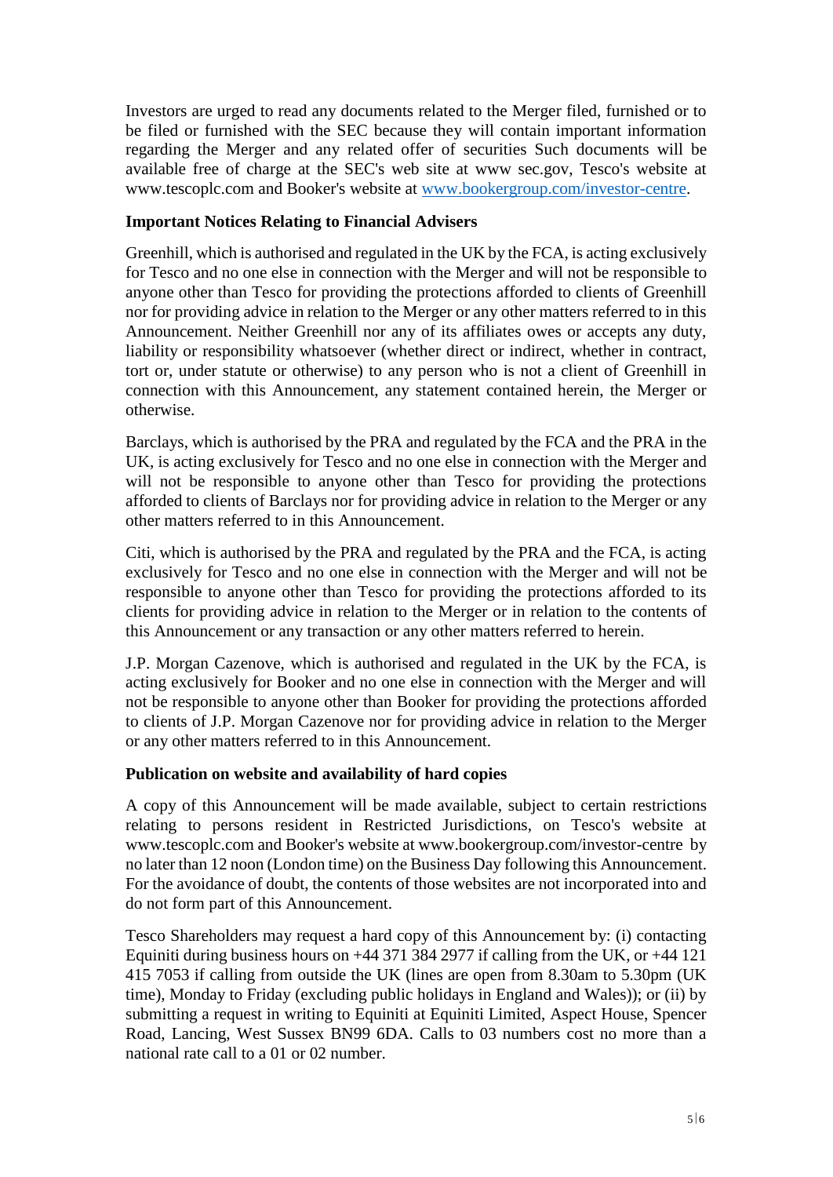Investors are urged to read any documents related to the Merger filed, furnished or to be filed or furnished with the SEC because they will contain important information regarding the Merger and any related offer of securities Such documents will be available free of charge at the SEC's web site at www sec.gov, Tesco's website at www.tescoplc.com and Booker's website at www.bookergroup.com/investor-centre.

**Important Notices Relating to Financial Advisers**

Greenhill, which is authorised and regulated in the UK by the FCA, is acting exclusively for Tesco and no one else in connection with the Merger and will not be responsible to anyone other than Tesco for providing the protections afforded to clients of Greenhill nor for providing advice in relation to the Merger or any other matters referred to in this Announcement. Neither Greenhill nor any of its affiliates owes or accepts any duty, liability or responsibility whatsoever (whether direct or indirect, whether in contract, tort or, under statute or otherwise) to any person who is not a client of Greenhill in connection with this Announcement, any statement contained herein, the Merger or otherwise.

Barclays, which is authorised by the PRA and regulated by the FCA and the PRA in the UK, is acting exclusively for Tesco and no one else in connection with the Merger and will not be responsible to anyone other than Tesco for providing the protections afforded to clients of Barclays nor for providing advice in relation to the Merger or any other matters referred to in this Announcement.

Citi, which is authorised by the PRA and regulated by the PRA and the FCA, is acting exclusively for Tesco and no one else in connection with the Merger and will not be responsible to anyone other than Tesco for providing the protections afforded to its clients for providing advice in relation to the Merger or in relation to the contents of this Announcement or any transaction or any other matters referred to herein.

J.P. Morgan Cazenove, which is authorised and regulated in the UK by the FCA, is acting exclusively for Booker and no one else in connection with the Merger and will not be responsible to anyone other than Booker for providing the protections afforded to clients of J.P. Morgan Cazenove nor for providing advice in relation to the Merger or any other matters referred to in this Announcement.

**Publication on website and availability of hard copies**

A copy of this Announcement will be made available, subject to certain restrictions relating to persons resident in Restricted Jurisdictions, on Tesco's website at www.tescoplc.com and Booker's website at www.bookergroup.com/investor-centre by no later than 12 noon (London time) on the Business Day following this Announcement. For the avoidance of doubt, the contents of those websites are not incorporated into and do not form part of this Announcement.

Tesco Shareholders may request a hard copy of this Announcement by: (i) contacting Equiniti during business hours on +44 371 384 2977 if calling from the UK, or +44 121 415 7053 if calling from outside the UK (lines are open from 8.30am to 5.30pm (UK time), Monday to Friday (excluding public holidays in England and Wales)); or (ii) by submitting a request in writing to Equiniti at Equiniti Limited, Aspect House, Spencer Road, Lancing, West Sussex BN99 6DA. Calls to 03 numbers cost no more than a national rate call to a 01 or 02 number.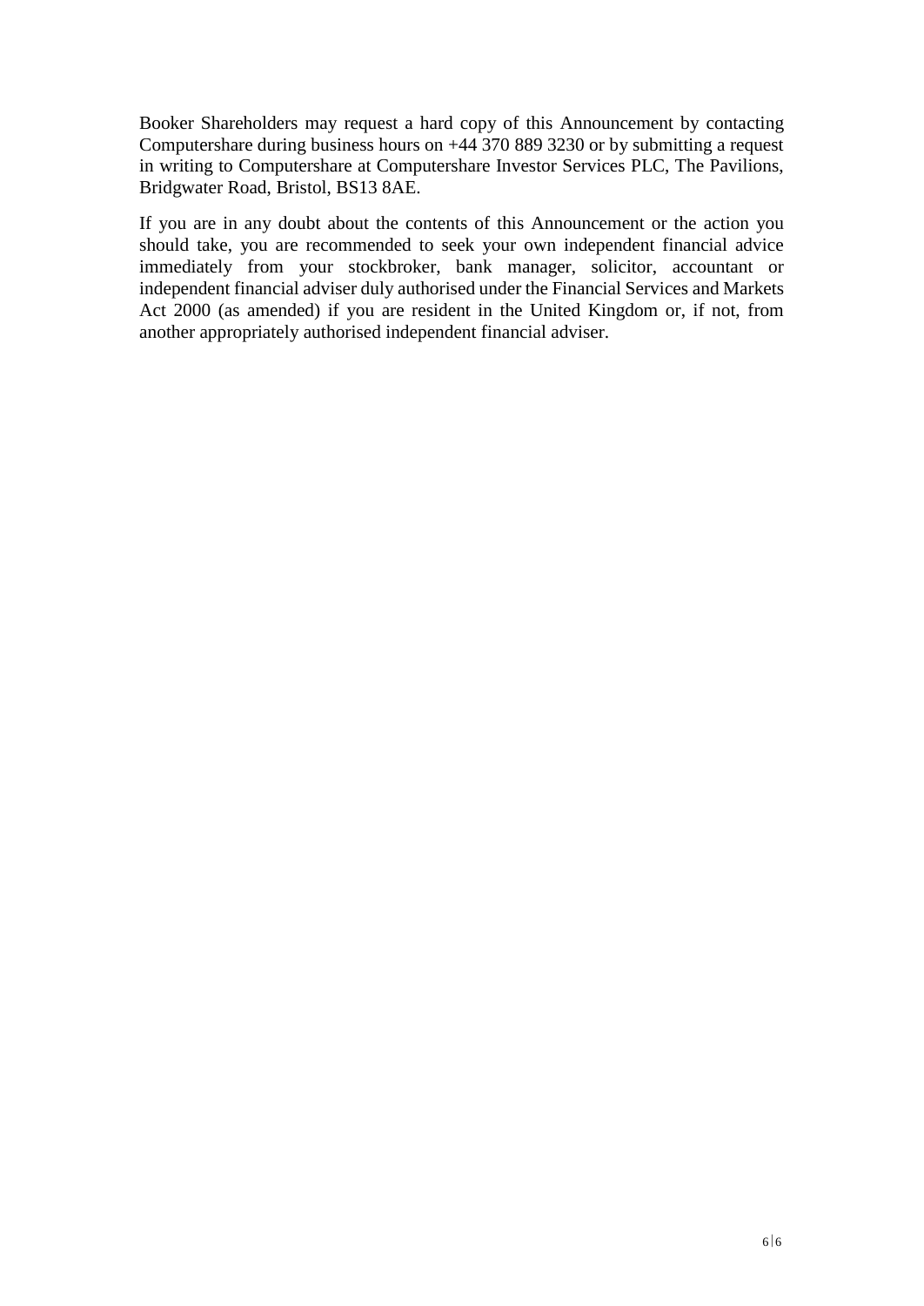Booker Shareholders may request a hard copy of this Announcement by contacting Computershare during business hours on +44 370 889 3230 or by submitting a request in writing to Computershare at Computershare Investor Services PLC, The Pavilions, Bridgwater Road, Bristol, BS13 8AE.

If you are in any doubt about the contents of this Announcement or the action you should take, you are recommended to seek your own independent financial advice immediately from your stockbroker, bank manager, solicitor, accountant or independent financial adviser duly authorised under the Financial Services and Markets Act 2000 (as amended) if you are resident in the United Kingdom or, if not, from another appropriately authorised independent financial adviser.